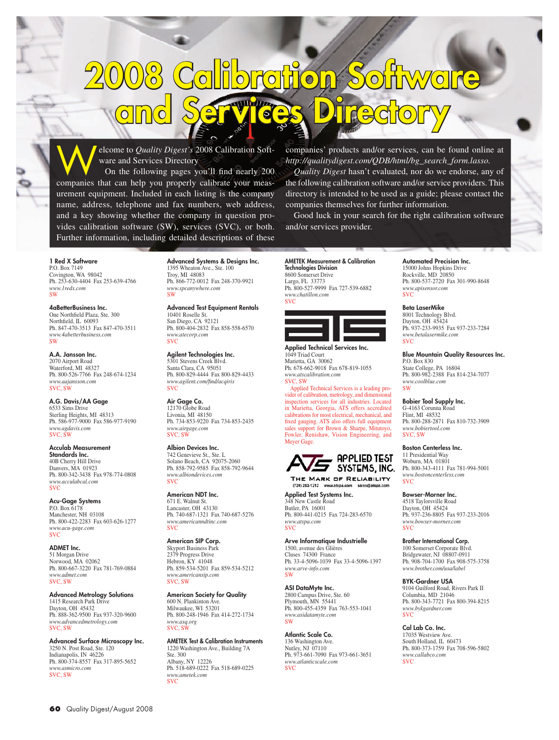# 2008 Calibration Software and Services Directory

Welcome to *Quality Digest's* 2008 Calibration Software and Services Directory.

On the following pages you'll find nearly 200 companies that can help you properly calibrate your measurement equipment. Included in each listing is the company name, address, telephone and fax numbers, web address, and a key showing whether the company in question provides calibration software (SW), services (SVC), or both. Further information, including detailed descriptions of these companies' products and/or services, can be found online at *http://qualitydigest.com/QDB/html/bg_search_form.lasso.*

*Quality Digest* hasn't evaluated, nor do we endorse, any of the following calibration software and/or service providers. This directory is intended to be used as a guide; please contact the companies themselves for further information.

Good luck in your search for the right calibration software and/or services provider.

**1 Red X Software**
P.O. Box 7149
Covington, WA 98042
Ph. 253-630-4404 Fax 253-639-4766
*www.1redx.com*
SW

**4aBetterBusiness Inc.**
One Northfield Plaza, Ste. 300
Northfield, IL 60093
Ph. 847-470-3513 Fax 847-470-3511
*www.4abetterbusiness.com*
SW

**A.A. Jansson Inc.**
2070 Airport Road
Waterford, MI 48327
Ph. 800-526-7766 Fax 248-674-1234
*www.aajansson.com*
SVC, SW

**A.G. Davis/AA Gage**
6533 Sims Drive
Sterling Heights, MI 48313
Ph. 586-977-9000 Fax 586-977-9190
*www.agdavis.com*
SVC, SW

**Acculab Measurement Standards Inc.**
40B Cherry Hill Drive
Danvers, MA 01923
Ph. 800-342-3438 Fax 978-774-0808
*www.acculabcal.com*
SVC

**Acu-Gage Systems**
P.O. Box 6178
Manchester, NH 03108
Ph. 800-422-2283 Fax 603-626-1277
*www.acu-gage.com*
SVC

**ADMET Inc.**
51 Morgan Drive
Norwood, MA 02062
Ph. 800-667-3220 Fax 781-769-0884
*www.admet.com*
SVC, SW

**Advanced Metrology Solutions**
1415 Research Park Drive
Dayton, OH 45432
Ph. 888-362-9500 Fax 937-320-9600
*www.advancedmetrology.com*
SVC, SW

**Advanced Surface Microscopy Inc.**
3250 N. Post Road, Ste. 120
Indianapolis, IN 46226
Ph. 800-374-8557 Fax 317-895-5652
*www.asmicro.com*
SVC, SW

**Advanced Systems & Designs Inc.**
1395 Wheaton Ave., Ste. 100
Troy, MI 48083
Ph. 866-772-0012 Fax 248-370-9921
*www.spcanywhere.com*
SW

**Advanced Test Equipment Rentals**
10401 Roselle St.
San Diego, CA 92121
Ph. 800-404-2832 Fax 858-558-6570
*www.atecorp.com*
SVC

**Agilent Technologies Inc.**
5301 Stevens Creek Blvd.
Santa Clara, CA 95051
Ph. 800-829-4444 Fax 800-829-4433
*www.agilent.com/find/acqiris*
SVC

**Air Gage Co.**
12170 Globe Road
Livonia, MI 48150
Ph. 734-853-9220 Fax 734-853-2435
*www.airgage.com*
SVC, SW

**Albion Devices Inc.**
742 Genevieve St., Ste. L
Solano Beach, CA 92075-2060
Ph. 858-792-9585 Fax 858-792-9644
*www.albiondevices.com*
SVC

**American NDT Inc.**
671 E. Walnut St.
Lancaster, OH 43130
Ph. 740-687-1321 Fax 740-687-5276
*www.americanndtinc.com*
SVC

**American SIP Corp.**
Skyport Business Park
2379 Progress Drive
Hebron, KY 41048
Ph. 859-534-5201 Fax 859-534-5212
*www.americansip.com*
SVC, SW

**American Society for Quality**
600 N. Plankinton Ave.
Milwaukee, WI 53201
Ph. 800-248-1946 Fax 414-272-1734
*www.asq.org*
SVC, SW

**AMETEK Test & Calibration Instruments**
1220 Washington Ave., Building 7A
Ste. 300
Albany, NY 12226
Ph. 518-689-0222 Fax 518-689-0225
*www.ametek.com*
SVC

**AMETEK Measurement & Calibration Technologies Division**
8600 Somerset Drive
Largo, FL 33773
Ph. 800-527-9999 Fax 727-539-6882
*www.chatillon.com*
SVC

**Applied Technical Services Inc.**
1049 Triad Court
Marietta, GA 30062
Ph. 678-662-9018 Fax 678-819-1055
*www.atscalibration.com*
SVC, SW

Applied Technical Services is a leading provider of calibration, metrology, and dimensional inspection services for all industries. Located in Marietta, Georgia, ATS offers accredited calibrations for most electrical, mechanical, and fixed gauging. ATS also offers full equipment sales support for Brown & Sharpe, Mitutoyo, Fowler, Renishaw, Vision Engineering, and Meyer Gage.

APPLIED TEST SYSTEMS, INC.
THE MARK OF RELIABILITY
(724) 283-1212 www.atspa.com sales@atspa.com

**Applied Test Systems Inc.**
348 New Castle Road
Butler, PA 16001
Ph. 800-441-0215 Fax 724-283-6570
*www.atspa.com*
SVC

**Arve Informatique Industrielle**
1500, avenue des Glières
Cluses 74300 France
Ph. 33-4-5096-1039 Fax 33-4-5096-1397
*www.arve-info.com*
SW

**ASI DataMyte Inc.**
2800 Campus Drive, Ste. 60
Plymouth, MN 55441
Ph. 800-455-4359 Fax 763-553-1041
*www.asidatamyte.com*
SW

**Atlantic Scale Co.**
136 Washington Ave.
Nutley, NJ 07110
Ph. 973-661-7090 Fax 973-661-3651
*www.atlanticscale.com*
SVC

**Automated Precision Inc.**
15000 Johns Hopkins Drive
Rockville, MD 20850
Ph. 800-537-2720 Fax 301-990-8648
*www.apisensor.com*
SVC

**Beta LaserMike**
8001 Technology Blvd.
Dayton, OH 45424
Ph. 937-233-9935 Fax 937-233-7284
*www.betalasermike.com*
SVC

**Blue Mountain Quality Resources Inc.**
P.O. Box 830
State College, PA 16804
Ph. 800-982-2388 Fax 814-234-7077
*www.coolblue.com*
SW

**Bobier Tool Supply Inc.**
G-4163 Corunna Road
Flint, MI 48532
Ph. 800-288-2871 Fax 810-732-3909
*www.bobiertool.com*
SVC, SW

**Boston Centerless Inc.**
11 Presidential Way
Woburn, MA 01801
Ph. 800-343-4111 Fax 781-994-5001
*www.bostoncenterless.com*
SVC

**Bowser-Morner Inc.**
4518 Taylorsville Road
Dayton, OH 45424
Ph. 937-236-8805 Fax 937-233-2016
*www.bowser-morner.com*
SVC

**Brother International Corp.**
100 Somerset Corporate Blvd.
Bridgewater, NJ 08807-0911
Ph. 908-704-1700 Fax 908-575-3758
*www.brother.com/usa/label*

**BYK-Gardner USA**
9104 Guilford Road, Rivers Park II
Columbia, MD 21046
Ph. 800-343-7721 Fax 800-394-8215
*www.bykgardner.com*
SVC

**Cal Lab Co. Inc.**
17035 Westview Ave.
South Holland, IL 60473
Ph. 800-373-1759 Fax 708-596-5802
*www.callabco.com*
SVC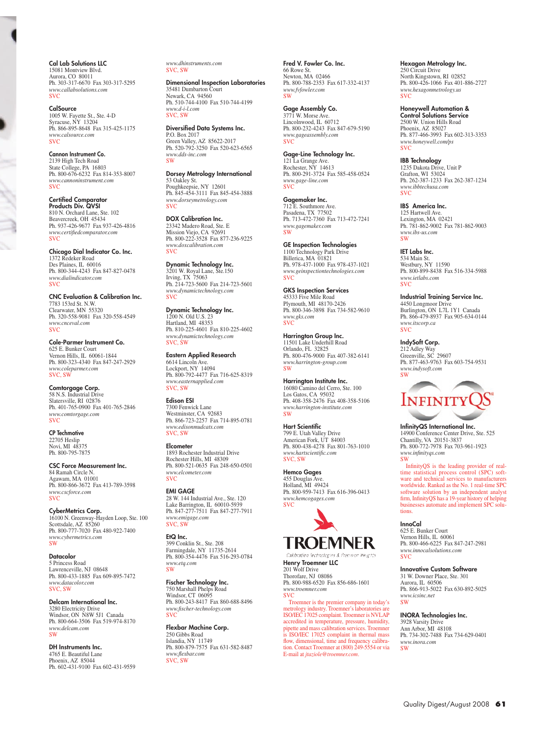**Cal Lab Solutions LLC**
15081 Montview Blvd.
Aurora, CO 80011
Ph. 303-317-6670 Fax 303-317-5295
*www.callabsolutions.com*
SVC

**CalSource**
1005 W. Fayette St., Ste. 4-D
Syracuse, NY 13204
Ph. 866-895-8648 Fax 315-425-1175
*www.calsource.com*
SVC

**Cannon Instrument Co.**
2139 High Tech Road
State College, PA 16803
Ph. 800-676-6232 Fax 814-353-8007
*www.cannoninstrument.com*
SVC

**Certified Comparator Products Div. QVSI**
810 N. Orchard Lane, Ste. 102
Beavercreek, OH 45434
Ph. 937-426-9677 Fax 937-426-4816
*www.certifiedcomparator.com*
SVC

**Chicago Dial Indicator Co. Inc.**
1372 Redeker Road
Des Plaines, IL 60016
Ph. 800-344-4243 Fax 847-827-0478
*www.dialindicator.com*
SVC

**CNC Evaluation & Calibration Inc.**
7783 153rd St. N.W.
Clearwater, MN 55320
Ph. 320-558-9081 Fax 320-558-4549
*www.cnceval.com*
SVC

**Cole-Parmer Instrument Co.**
625 E. Bunker Court
Vernon Hills, IL 60061-1844
Ph. 800-323-4340 Fax 847-247-2929
*www.coleparmer.com*
SVC, SW

**Comtorgage Corp.**
58 N.S. Industrial Drive
Slatersville, RI 02876
Ph. 401-765-0900 Fax 401-765-2846
*www.comtorgage.com*
SVC

**CP Techmotive**
22705 Heslip
Novi, MI 48375
Ph. 800-795-7875

**CSC Force Measurement Inc.**
84 Ramah Circle N.
Agawam, MA 01001
Ph. 800-866-3672 Fax 413-789-3598
*www.cscforce.com*
SVC

**CyberMetrics Corp.**
16100 N. Greenway-Hayden Loop, Ste. 100
Scottsdale, AZ 85260
Ph. 800-777-7020 Fax 480-922-7400
*www.cybermetrics.com*
SW

**Datacolor**
5 Princess Road
Lawrenceville, NJ 08648
Ph. 800-433-1885 Fax 609-895-7472
*www.datacolor.com*
SVC, SW

**Delcam International Inc.**
3280 Electricity Drive
Windsor, ON N8W 5J1 Canada
Ph. 800-664-3506 Fax 519-974-8170
*www.delcam.com*
SW

**DH Instruments Inc.**
4765 E. Beautiful Lane
Phoenix, AZ 85044
Ph. 602-431-9100 Fax 602-431-9559
*www.dhinstruments.com*
SVC, SW

**Dimensional Inspection Laboratories**
35481 Dumbarton Court
Newark, CA 94560
Ph. 510-744-4100 Fax 510-744-4199
*www.d-i-l.com*
SVC, SW

**Diversified Data Systems Inc.**
P.O. Box 2017
Green Valley, AZ 85622-2017
Ph. 520-792-3250 Fax 520-623-6565
*www.dds-inc.com*
SW

**Dorsey Metrology International**
53 Oakley St.
Poughkeepsie, NY 12601
Ph. 845-454-3111 Fax 845-454-3888
*www.dorseymetrology.com*
SVC

**DOX Calibration Inc.**
23342 Madero Road, Ste. E
Mission Viejo, CA 92691
Ph. 800-222-3528 Fax 877-236-9225
*www.doxcalibration.com*
SVC

**Dynamic Technology Inc.**
3201 W. Royal Lane, Ste.150
Irving, TX 75063
Ph. 214-723-5600 Fax 214-723-5601
*www.dynamictechnology.com*
SVC

**Dynamic Technology Inc.**
1200 N. Old U.S. 23
Hartland, MI 48353
Ph. 810-225-4601 Fax 810-225-4602
*www.dynamictechnology.com*
SVC, SW

**Eastern Applied Research**
6614 Lincoln Ave.
Lockport, NY 14094
Ph. 800-792-4477 Fax 716-625-8319
*www.easternapplied.com*
SVC, SW

**Edison ESI**
7300 Fenwick Lane
Westminster, CA 92683
Ph. 866-723-2257 Fax 714-895-0781
*www.edisonmudcats.com*
SVC, SW

**Elcometer**
1893 Rochester Industrial Drive
Rochester Hills, MI 48309
Ph. 800-521-0635 Fax 248-650-0501
*www.elcometer.com*
SVC

**EMI GAGE**
28 W. 144 Industrial Ave., Ste. 120
Lake Barrington, IL 60010-5939
Ph. 847-277-7511 Fax 847-277-7911
*www.emigage.com*
SVC, SW

**EtQ Inc.**
399 Conklin St., Ste. 208
Farmingdale, NY 11735-2614
Ph. 800-354-4476 Fax 516-293-0784
*www.etq.com*
SW

**Fischer Technology Inc.**
750 Marshall Phelps Road
Windsor, CT 06095
Ph. 800-243-8417 Fax 860-688-8496
*www.fischer-technology.com*
SVC

**Flexbar Machine Corp.**
250 Gibbs Road
Islandia, NY 11749
Ph. 800-879-7575 Fax 631-582-8487
*www.flexbar.com*
SVC, SW

**Fred V. Fowler Co. Inc.**
66 Rowe St.
Newton, MA 02466
Ph. 800-788-2353 Fax 617-332-4137
*www.fvfowler.com*
SW

**Gage Assembly Co.**
3771 W. Morse Ave.
Lincolnwood, IL 60712
Ph. 800-232-4243 Fax 847-679-5190
*www.gageassembly.com*
SVC

**Gage-Line Technology Inc.**
121 La Grange Ave.
Rochester, NY 14613
Ph. 800-291-3724 Fax 585-458-0524
*www.gage-line.com*
SVC

**Gagemaker Inc.**
712 E. Southmore Ave.
Pasadena, TX 77502
Ph. 713-472-7360 Fax 713-472-7241
*www.gagemaker.com*
SW

**GE Inspection Technologies**
1100 Technology Park Drive
Billerica, MA 01821
Ph. 978-437-1000 Fax 978-437-1021
*www.geinspectiontechnologies.com*
SVC

**GKS Inspection Services**
45333 Five Mile Road
Plymouth, MI 48170-2426
Ph. 800-346-3898 Fax 734-582-9610
*www.gks.com*
SVC

**Harrington Group Inc.**
11501 Lake Underhill Road
Orlando, FL 32825
Ph. 800-476-9000 Fax 407-382-6141
*www.harrington-group.com*
SW

**Harrington Institute Inc.**
16080 Camino del Cerro, Ste. 100
Los Gatos, CA 95032
Ph. 408-358-2476 Fax 408-358-5106
*www.harrington-institute.com*
SW

**Hart Scientific**
799 E. Utah Valley Drive
American Fork, UT 84003
Ph. 800-438-4278 Fax 801-763-1010
*www.hartscientific.com*
SVC, SW

**Hemco Gages**
455 Douglas Ave.
Holland, MI 49424
Ph. 800-959-7413 Fax 616-396-0413
*www.hemcogages.com*
SVC

TROEMNER
Calibration Technologies & Precision Weights

**Henry Troemner LLC**
201 Wolf Drive
Thorofare, NJ 08086
Ph. 800-988-6520 Fax 856-686-1601
*www.troemner.com*
SVC

Troemner is the premier company in today's metrology industry. Troemner's laboratories are ISO/IEC 17025 complaint. Troemner is NVLAP accredited in temperature, pressure, humidity, pipette and mass calibration services. Troemner is ISO/IEC 17025 complaint in thermal mass flow, dimensional, time and frequency calibration. Contact Troemner at (800) 249-5554 or via E-mail at *jtaziole@troemner.com*.

**Hexagon Metrology Inc.**
250 Circuit Drive
North Kingstown, RI 02852
Ph. 800-426-1066 Fax 401-886-2727
*www.hexagonmetrology.us*
SVC

**Honeywell Automation & Control Solutions Service**
2500 W. Union Hills Road
Phoenix, AZ 85027
Ph. 877-466-3993 Fax 602-313-3353
*www.honeywell.com/ps*
SVC

**IBB Technology**
1235 Dakota Drive, Unit P
Grafton, WI 53024
Ph. 262-387-1233 Fax 262-387-1234
*www.ibbtechusa.com*
SVC

**IBS America Inc.**
125 Hartwell Ave.
Lexington, MA 02421
Ph. 781-862-9002 Fax 781-862-9003
*www.ibs-us.com*
SW

**IET Labs Inc.**
534 Main St.
Westbury, NY 11590
Ph. 800-899-8438 Fax 516-334-5988
*www.ietlabs.com*
SVC

**Industrial Training Service Inc.**
4450 Longmoor Drive
Burlington, ON L7L 1Y1 Canada
Ph. 866-479-8937 Fax 905-634-0144
*www.itscorp.ca*
SVC

**IndySoft Corp.**
212 Adley Way
Greenville, SC 29607
Ph. 877-463-9763 Fax 603-754-9531
*www.indysoft.com*
SW

INFINITYQS

**InfinityQS International Inc.**
14900 Conference Center Drive, Ste. 525
Chantilly, VA 20151-3837
Ph. 800-772-7978 Fax 703-961-1923
*www.infinityqs.com*
SW

InfinityQS is the leading provider of real-time statistical process control (SPC) software and technical services to manufacturers worldwide. Ranked as the No. 1 real-time SPC software solution by an independent analyst firm, InfinityQS has a 19-year history of helping businesses automate and implement SPC solutions.

**InnoCal**
625 E. Bunker Court
Vernon Hills, IL 60061
Ph. 800-466-6225 Fax 847-247-2981
*www.innocalsolutions.com*
SVC

**Innovative Custom Software**
31 W. Downer Place, Ste. 301
Aurora, IL 60506
Ph. 866-913-5022 Fax 630-892-5025
*www.icsinc.net*
SW

**INORA Technologies Inc.**
3928 Varsity Drive
Ann Arbor, MI 48108
Ph. 734-302-7488 Fax 734-629-0401
*www.inora.com*
SW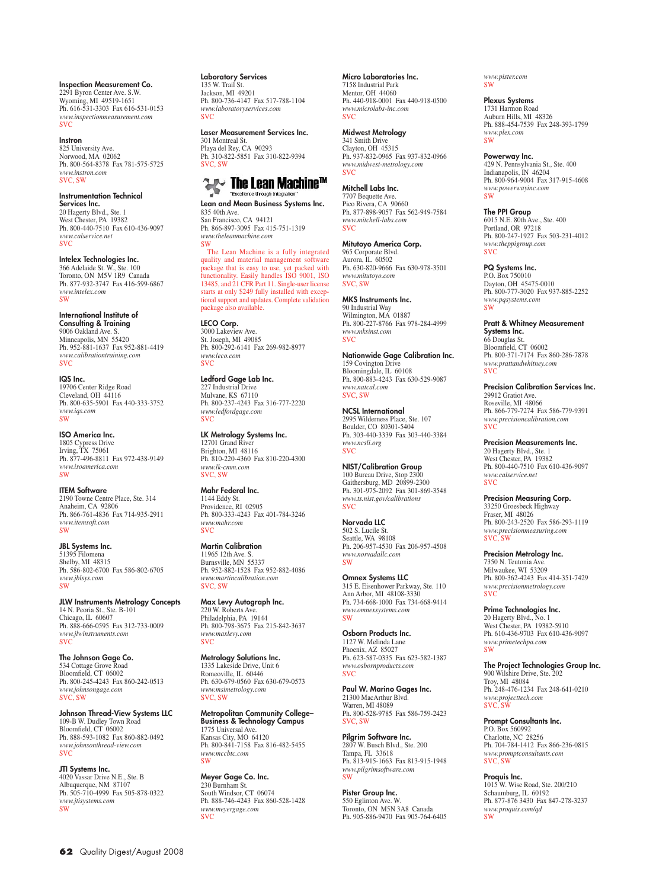**Inspection Measurement Co.**
2291 Byron Center Ave. S.W.
Wyoming, MI 49519-1651
Ph. 616-531-3303 Fax 616-531-0153
*www.inspectionmeasurement.com*
SVC

**Instron**
825 University Ave.
Norwood, MA 02062
Ph. 800-564-8378 Fax 781-575-5725
*www.instron.com*
SVC, SW

**Instrumentation Technical Services Inc.**
20 Hagerty Blvd., Ste. 1
West Chester, PA 19382
Ph. 800-440-7510 Fax 610-436-9097
*www.calservice.net*
SVC

**Intelex Technologies Inc.**
366 Adelaide St. W., Ste. 100
Toronto, ON M5V 1R9 Canada
Ph. 877-932-3747 Fax 416-599-6867
*www.intelex.com*
SW

**International Institute of Consulting & Training**
9006 Oakland Ave. S.
Minneapolis, MN 55420
Ph. 952-881-1637 Fax 952-881-4419
*www.calibrationtraining.com*
SVC

**IQS Inc.**
19706 Center Ridge Road
Cleveland, OH 44116
Ph. 800-635-5901 Fax 440-333-3752
*www.iqs.com*
SW

**ISO America Inc.**
1805 Cypress Drive
Irving, TX 75061
Ph. 877-496-8811 Fax 972-438-9149
*www.isoamerica.com*
SW

**ITEM Software**
2190 Towne Centre Place, Ste. 314
Anaheim, CA 92806
Ph. 866-761-4836 Fax 714-935-2911
*www.itemsoft.com*
SW

**JBL Systems Inc.**
51395 Filomena
Shelby, MI 48315
Ph. 586-802-6700 Fax 586-802-6705
*www.jblsys.com*
SW

**JLW Instruments Metrology Concepts**
14 N. Peoria St., Ste. B-101
Chicago, IL 60607
Ph. 888-666-0595 Fax 312-733-0009
*www.jlwinstruments.com*
SVC

**The Johnson Gage Co.**
534 Cottage Grove Road
Bloomfield, CT 06002
Ph. 800-245-4243 Fax 860-242-0513
*www.johnsongage.com*
SVC, SW

**Johnson Thread-View Systems LLC**
109-B W. Dudley Town Road
Bloomfield, CT 06002
Ph. 888-593-1082 Fax 860-882-0492
*www.johnsonthread-view.com*
SVC

**JTI Systems Inc.**
4020 Vassar Drive N.E., Ste. B
Albuquerque, NM 87107
Ph. 505-710-4999 Fax 505-878-0322
*www.jtisystems.com*
SW

**Laboratory Services**
135 W. Trail St.
Jackson, MI 49201
Ph. 800-736-4147 Fax 517-788-1104
*www.laboratoryservices.com*
SVC

**Laser Measurement Services Inc.**
301 Montreal St.
Playa del Rey, CA 90293
Ph. 310-822-5851 Fax 310-822-9394
SVC, SW

**The Lean Machine™**
"Excellence through Integration"

**Lean and Mean Business Systems Inc.**
835 40th Ave.
San Francisco, CA 94121
Ph. 866-897-3095 Fax 415-751-1319
*www.theleanmachine.com*
SW

The Lean Machine is a fully integrated quality and material management software package that is easy to use, yet packed with functionality. Easily handles ISO 9001, ISO 13485, and 21 CFR Part 11. Single-user license starts at only $249 fully installed with exceptional support and updates. Complete validation package also available.

**LECO Corp.**
3000 Lakeview Ave.
St. Joseph, MI 49085
Ph. 800-292-6141 Fax 269-982-8977
*www.leco.com*
SVC

**Ledford Gage Lab Inc.**
227 Industrial Drive
Mulvane, KS 67110
Ph. 800-237-4243 Fax 316-777-2220
*www.ledfordgage.com*
SVC

**LK Metrology Systems Inc.**
12701 Grand River
Brighton, MI 48116
Ph. 810-220-4360 Fax 810-220-4300
*www.lk-cmm.com*
SVC, SW

**Mahr Federal Inc.**
1144 Eddy St.
Providence, RI 02905
Ph. 800-333-4243 Fax 401-784-3246
*www.mahr.com*
SVC

**Martin Calibration**
11965 12th Ave. S.
Burnsville, MN 55337
Ph. 952-882-1528 Fax 952-882-4086
*www.martincalibration.com*
SVC, SW

**Max Levy Autograph Inc.**
220 W. Roberts Ave.
Philadelphia, PA 19144
Ph. 800-798-3675 Fax 215-842-3637
*www.maxlevy.com*
SVC

**Metrology Solutions Inc.**
1335 Lakeside Drive, Unit 6
Romeoville, IL 60446
Ph. 630-679-0560 Fax 630-679-0573
*www.msimetrology.com*
SVC, SW

**Metropolitan Community College–Business & Technology Campus**
1775 Universal Ave.
Kansas City, MO 64120
Ph. 800-841-7158 Fax 816-482-5455
*www.mccbtc.com*
SW

**Meyer Gage Co. Inc.**
230 Burnham St.
South Windsor, CT 06074
Ph. 888-746-4243 Fax 860-528-1428
*www.meyergage.com*
SVC

**Micro Laboratories Inc.**
7158 Industrial Park
Mentor, OH 44060
Ph. 440-918-0001 Fax 440-918-0500
*www.microlabs-inc.com*
SVC

**Midwest Metrology**
341 Smith Drive
Clayton, OH 45315
Ph. 937-832-0965 Fax 937-832-0966
*www.midwest-metrology.com*
SVC

**Mitchell Labs Inc.**
7707 Bequette Ave.
Pico Rivera, CA 90660
Ph. 877-898-9057 Fax 562-949-7584
*www.mitchell-labs.com*
SVC

**Mitutoyo America Corp.**
965 Corporate Blvd.
Aurora, IL 60502
Ph. 630-820-9666 Fax 630-978-3501
*www.mitutoyo.com*
SVC, SW

**MKS Instruments Inc.**
90 Industrial Way
Wilmington, MA 01887
Ph. 800-227-8766 Fax 978-284-4999
*www.mksinst.com*
SVC

**Nationwide Gage Calibration Inc.**
159 Covington Drive
Bloomingdale, IL 60108
Ph. 800-883-4243 Fax 630-529-9087
*www.natcal.com*
SVC, SW

**NCSL International**
2995 Wilderness Place, Ste. 107
Boulder, CO 80301-5404
Ph. 303-440-3339 Fax 303-440-3384
*www.ncsli.org*
SVC

**NIST/Calibration Group**
100 Bureau Drive, Stop 2300
Gaithersburg, MD 20899-2300
Ph. 301-975-2092 Fax 301-869-3548
*www.ts.nist.gov/calibrations*
SVC

**Norvada LLC**
502 S. Lucile St.
Seattle, WA 98108
Ph. 206-957-4530 Fax 206-957-4508
*www.norvadallc.com*
SW

**Omnex Systems LLC**
315 E. Eisenhower Parkway, Ste. 110
Ann Arbor, MI 48108-3330
Ph. 734-668-1000 Fax 734-668-9414
*www.omnexsystems.com*
SW

**Osborn Products Inc.**
1127 W. Melinda Lane
Phoenix, AZ 85027
Ph. 623-587-0335 Fax 623-582-1387
*www.osbornproducts.com*
SVC

**Paul W. Marino Gages Inc.**
21300 MacArthur Blvd.
Warren, MI 48089
Ph. 800-528-9785 Fax 586-759-2423
SVC, SW

**Pilgrim Software Inc.**
2807 W. Busch Blvd., Ste. 200
Tampa, FL 33618
Ph. 813-915-1663 Fax 813-915-1948
*www.pilgrimsoftware.com*
SW

**Pister Group Inc.**
550 Eglinton Ave. W.
Toronto, ON M5N 3A8 Canada
Ph. 905-886-9470 Fax 905-764-6405
*www.pister.com*
SW

**Plexus Systems**
1731 Harmon Road
Auburn Hills, MI 48326
Ph. 888-454-7539 Fax 248-393-1799
*www.plex.com*
SW

**Powerway Inc.**
429 N. Pennsylvania St., Ste. 400
Indianapolis, IN 46204
Ph. 800-964-9004 Fax 317-915-4608
*www.powerwayinc.com*
SW

**The PPI Group**
6015 N.E. 80th Ave., Ste. 400
Portland, OR 97218
Ph. 800-247-1927 Fax 503-231-4012
*www.theppigroup.com*
SVC

**PQ Systems Inc.**
P.O. Box 750010
Dayton, OH 45475-0010
Ph. 800-777-3020 Fax 937-885-2252
*www.pqsystems.com*
SW

**Pratt & Whitney Measurement Systems Inc.**
66 Douglas St.
Bloomfield, CT 06002
Ph. 800-371-7174 Fax 860-286-7878
*www.prattandwhitney.com*
SVC

**Precision Calibration Services Inc.**
29912 Gratiot Ave.
Roseville, MI 48066
Ph. 866-779-7274 Fax 586-779-9391
*www.precisioncalibration.com*
SVC

**Precision Measurements Inc.**
20 Hagerty Blvd., Ste. 1
West Chester, PA 19382
Ph. 800-440-7510 Fax 610-436-9097
*www.calservice.net*
SVC

**Precision Measuring Corp.**
33250 Groesbeck Highway
Fraser, MI 48026
Ph. 800-243-2520 Fax 586-293-1119
*www.precisionmeasuring.com*
SVC, SW

**Precision Metrology Inc.**
7350 N. Teutonia Ave.
Milwaukee, WI 53209
Ph. 800-362-4243 Fax 414-351-7429
*www.precisionmetrology.com*
SVC

**Prime Technologies Inc.**
20 Hagerty Blvd., No. 1
West Chester, PA 19382-5910
Ph. 610-436-9703 Fax 610-436-9097
*www.primetechpa.com*
SW

**The Project Technologies Group Inc.**
900 Wilshire Drive, Ste. 202
Troy, MI 48084
Ph. 248-476-1234 Fax 248-641-0210
*www.projecttech.com*
SVC, SW

**Prompt Consultants Inc.**
P.O. Box 560992
Charlotte, NC 28256
Ph. 704-784-1412 Fax 866-236-0815
*www.promptconsultants.com*
SVC, SW

**Proquis Inc.**
1015 W. Wise Road, Ste. 200/210
Schaumburg, IL 60192
Ph. 877-876 3430 Fax 847-278-3237
*www.proquis.com/qd*
SW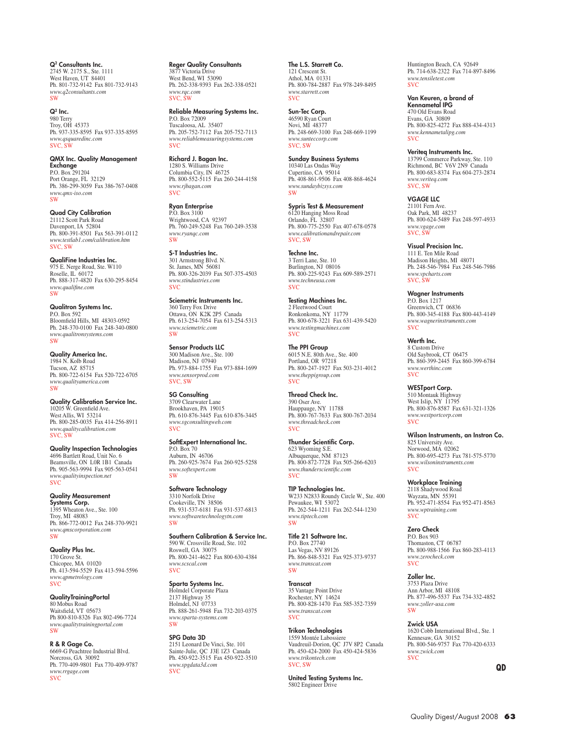**$Q^2$ Consultants Inc.**
2745 W. 2175 S., Ste. 1111
West Haven, UT 84401
Ph. 801-732-9142 Fax 801-732-9143
*www.q2consultants.com*
SW

**$Q^2$ Inc.**
980 Terry
Troy, OH 45373
Ph. 937-335-8595 Fax 937-335-8595
*www.qsquaredinc.com*
SVC, SW

**QMX Inc. Quality Management Exchange**
P.O. Box 291204
Port Orange, FL 32129
Ph. 386-299-3059 Fax 386-767-0408
*www.qmx-iso.com*
SW

**Quad City Calibration**
21112 Scott Park Road
Davenport, IA 52804
Ph. 800-391-8501 Fax 563-391-0112
*www.testlab1.com/calibration.htm*
SVC, SW

**QualiFine Industries Inc.**
975 E. Nerge Road, Ste. W110
Roselle, IL 60172
Ph. 888-317-4820 Fax 630-295-8454
*www.qualifine.com*
SW

**Qualitron Systems Inc.**
P.O. Box 592
Bloomfield Hills, MI 48303-0592
Ph. 248-370-0100 Fax 248-340-0800
*www.qualitronsystems.com*
SW

**Quality America Inc.**
1984 N. Kolb Road
Tucson, AZ 85715
Ph. 800-722-6154 Fax 520-722-6705
*www.qualityamerica.com*
SW

**Quality Calibration Service Inc.**
10205 W. Greenfield Ave.
West Allis, WI 53214
Ph. 800-285-0035 Fax 414-256-8911
*www.qualitycalibration.com*
SVC, SW

**Quality Inspection Technologies**
4696 Bartlett Road, Unit No. 6
Beamsville, ON L0R 1B1 Canada
Ph. 905-563-9994 Fax 905-563-0541
*www.qualityinspection.net*
SVC

**Quality Measurement Systems Corp.**
1395 Wheaton Ave., Ste. 100
Troy, MI 48083
Ph. 866-772-0012 Fax 248-370-9921
*www.qmscorporation.com*
SW

**Quality Plus Inc.**
170 Grove St.
Chicopee, MA 01020
Ph. 413-594-5529 Fax 413-594-5596
*www.qpmetrology.com*
SVC

**QualityTrainingPortal**
80 Mobus Road
Waitsfield, VT 05673
Ph 800-810-8326 Fax 802-496-7724
*www.qualitytrainingportal.com*
SW

**R & R Gage Co.**
6669-G Peachtree Industrial Blvd.
Norcross, GA 30092
Ph. 770-409-9801 Fax 770-409-9787
*www.rrgage.com*
SVC

**Reger Quality Consultants**
3877 Victoria Drive
West Bend, WI 53090
Ph. 262-338-9393 Fax 262-338-0521
*www.rqc.com*
SVC, SW

**Reliable Measuring Systems Inc.**
P.O. Box 72009
Tuscaloosa, AL 35407
Ph. 205-752-7112 Fax 205-752-7113
*www.reliablemeasuringsystems.com*
SVC

**Richard J. Bagan Inc.**
1280 S. Williams Drive
Columbia City, IN 46725
Ph. 800-552-5115 Fax 260-244-4158
*www.rjbagan.com*
SVC

**Ryan Enterprise**
P.O. Box 3100
Wrightwood, CA 92397
Ph. 760-249-5248 Fax 760-249-3538
*www.ryanqc.com*
SW

**S-T Industries Inc.**
301 Armstrong Blvd. N.
St. James, MN 56081
Ph. 800-326-2039 Fax 507-375-4503
*www.stindustries.com*
SVC

**Sciemetric Instruments Inc.**
360 Terry Fox Drive
Ottawa, ON K2K 2P5 Canada
Ph. 613-254-7054 Fax 613-254-5313
*www.sciemetric.com*
SW

**Sensor Products LLC**
300 Madison Ave., Ste. 100
Madison, NJ 07940
Ph. 973-884-1755 Fax 973-884-1699
*www.sensorprod.com*
SVC, SW

**SG Consulting**
3709 Clearwater Lane
Brookhaven, PA 19015
Ph. 610-876-3445 Fax 610-876-3445
*www.sgconsultingweb.com*
SVC

**SoftExpert International Inc.**
P.O. Box 70
Auburn, IN 46706
Ph. 260-925-7674 Fax 260-925-5258
*www.softexpert.com*
SW

**Software Technology**
3310 Norfolk Drive
Cookeville, TN 38506
Ph. 931-537-6181 Fax 931-537-6813
*www.softwaretechnologytn.com*
SW

**Southern Calibration & Service Inc.**
590 W. Crossville Road, Ste. 102
Roswell, GA 30075
Ph. 800-241-4622 Fax 800-630-4384
*www.scscal.com*
SVC

**Sparta Systems Inc.**
Holmdel Corporate Plaza
2137 Highway 35
Holmdel, NJ 07733
Ph. 888-261-5948 Fax 732-203-0375
*www.sparta-systems.com*
SW

**SPG Data 3D**
2151 Leonard De Vinci, Ste. 101
Sainte-Julie, QC J3E 1Z3 Canada
Ph. 450-922-3515 Fax 450-922-3510
*www.spgdata3d.com*
SVC

**The L.S. Starrett Co.**
121 Crescent St.
Athol, MA 01331
Ph. 800-784-2887 Fax 978-249-8495
*www.starrett.com*
SVC

**Sun-Tec Corp.**
46590 Ryan Court
Novi, MI 48377
Ph. 248-669-3100 Fax 248-669-1199
*www.sunteccorp.com*
SVC, SW

**Sunday Business Systems**
10340 Las Ondas Way
Cupertino, CA 95014
Ph. 408-861-9506 Fax 408-868-4624
*www.sundaybizsys.com*
SW

**Sypris Test & Measurement**
6120 Hanging Moss Road
Orlando, FL 32807
Ph. 800-775-2550 Fax 407-678-0578
*www.calibrationandrepair.com*
SVC, SW

**Techne Inc.**
3 Terri Lane, Ste. 10
Burlington, NJ 08016
Ph. 800-225-9243 Fax 609-589-2571
*www.techneusa.com*
SVC

**Testing Machines Inc.**
2 Fleetwood Court
Ronkonkoma, NY 11779
Ph. 800-678-3221 Fax 631-439-5420
*www.testingmachines.com*
SVC

**The PPI Group**
6015 N.E. 80th Ave., Ste. 400
Portland, OR 97218
Ph. 800-247-1927 Fax 503-231-4012
*www.theppigroup.com*
SVC

**Thread Check Inc.**
390 Oser Ave.
Hauppauge, NY 11788
Ph. 800-767-7633 Fax 800-767-2034
*www.threadcheck.com*
SVC

**Thunder Scientific Corp.**
623 Wyoming S.E.
Albuquerque, NM 87123
Ph. 800-872-7728 Fax 505-266-6203
*www.thunderscientific.com*
SVC

**TIP Technologies Inc.**
W233 N2833 Roundy Circle W., Ste. 400
Pewaukee, WI 53072
Ph. 262-544-1211 Fax 262-544-1230
*www.tiptech.com*
SW

**Title 21 Software Inc.**
P.O. Box 27740
Las Vegas, NV 89126
Ph. 866-848-5321 Fax 925-373-9737
*www.transcat.com*
SW

**Transcat**
35 Vantage Point Drive
Rochester, NY 14624
Ph. 800-828-1470 Fax 585-352-7359
*www.transcat.com*
SVC

**Trikon Technologies**
1559 Montée Labossiere
Vaudreuil-Dorion, QC J7V 8P2 Canada
Ph. 450-424-2000 Fax 450-424-5836
*www.trikontech.com*
SVC, SW

**United Testing Systems Inc.**
5802 Engineer Drive
Huntington Beach, CA 92649
Ph. 714-638-2322 Fax 714-897-8496
*www.tensiletest.com*
SVC

**Van Keuren, a brand of Kennametal IPG**
470 Old Evans Road
Evans, GA 30809
Ph. 800-825-4272 Fax 888-434-4313
*www.kennametalipg.com*
SVC

**Veriteq Instruments Inc.**
13799 Commerce Parkway, Ste. 110
Richmond, BC V6V 2N9 Canada
Ph. 800-683-8374 Fax 604-273-2874
*www.veriteq.com*
SVC, SW

**VGAGE LLC**
21101 Fern Ave.
Oak Park, MI 48237
Ph. 800-624-5489 Fax 248-597-4933
*www.vgage.com*
SVC, SW

**Visual Precision Inc.**
111 E. Ten Mile Road
Madison Heights, MI 48071
Ph. 248-546-7984 Fax 248-546-7986
*www.vpcharts.com*
SVC, SW

**Wagner Instruments**
P.O. Box 1217
Greenwich, CT 06836
Ph. 800-345-4188 Fax 800-443-4149
*www.wagnerinstruments.com*
SVC

**Werth Inc.**
8 Custom Drive
Old Saybrook, CT 06475
Ph. 860-399-2445 Fax 860-399-6784
*www.werthinc.com*
SVC

**WESTport Corp.**
510 Montauk Highway
West Islip, NY 11795
Ph. 800-876-8587 Fax 631-321-1326
*www.westportcorp.com*
SVC

**Wilson Instruments, an Instron Co.**
825 University Ave.
Norwood, MA 02062
Ph. 800-695-4273 Fax 781-575-5770
*www.wilsoninstruments.com*
SVC

**Workplace Training**
2118 Shadywood Road
Wayzata, MN 55391
Ph. 952-471-8554 Fax 952-471-8563
*www.wptraining.com*
SVC

**Zero Check**
P.O. Box 903
Thomaston, CT 06787
Ph. 800-988-1566 Fax 860-283-4113
*www.zerocheck.com*
SVC

**Zoller Inc.**
3753 Plaza Drive
Ann Arbor, MI 48108
Ph. 877-496-5537 Fax 734-332-4852
*www.zoller-usa.com*
SW

**Zwick USA**
1620 Cobb International Blvd., Ste. 1
Kennesaw, GA 30152
Ph. 800-546-9757 Fax 770-420-6333
*www.zwick.com*
SVC

QD